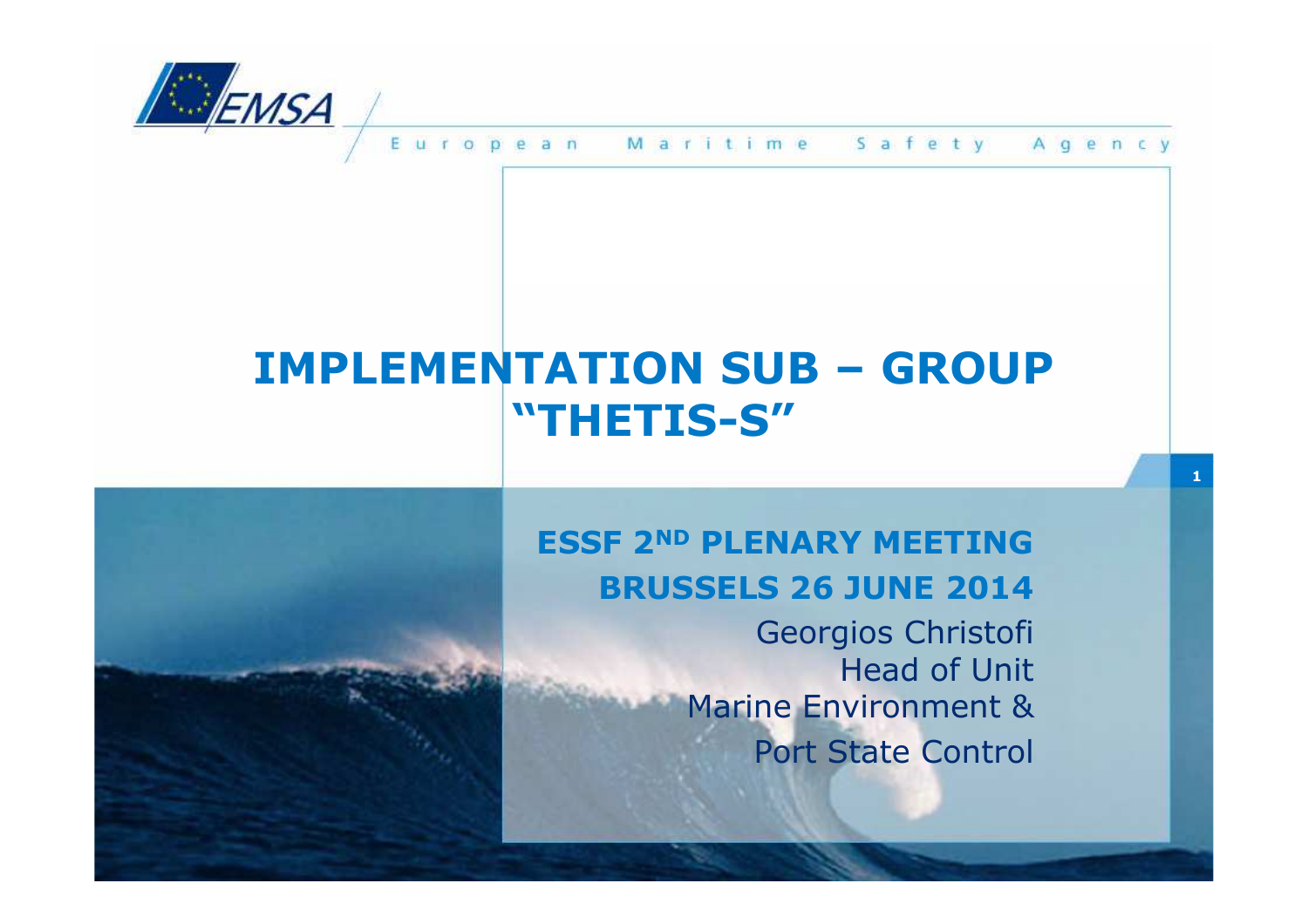EMSA

European Maritime Safety Agency

# IMPLEMENTATION SUB – GROUP "THETIS-S"

**ESSF 2ND PLENARY MEETING**

**BRUSSELS 26 JUNE 2014**

Georgios Christofi
Head of Unit
Marine Environment &
Port State Control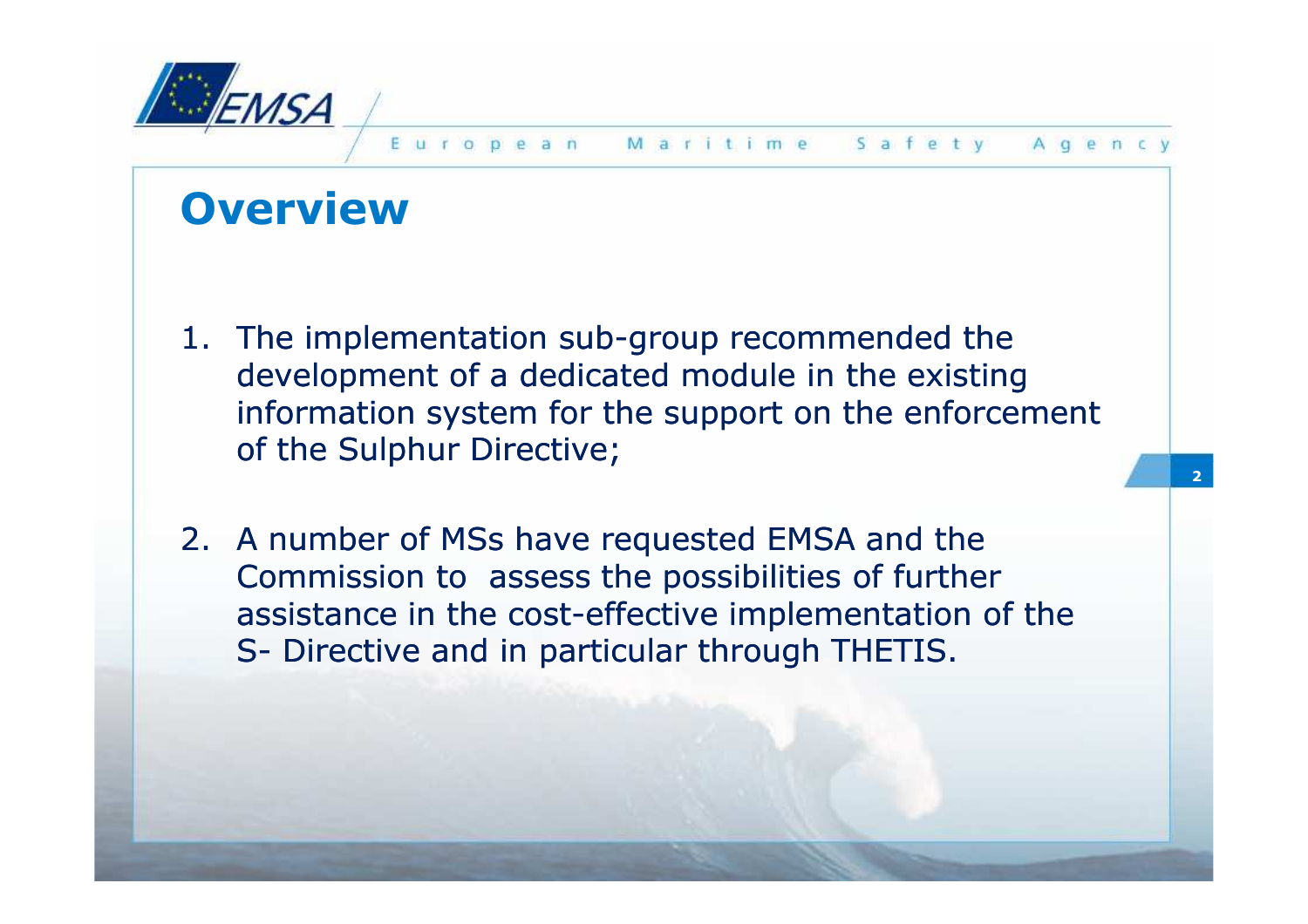# Overview

1. The implementation sub-group recommended the development of a dedicated module in the existing information system for the support on the enforcement of the Sulphur Directive;

2. A number of MSs have requested EMSA and the Commission to assess the possibilities of further assistance in the cost-effective implementation of the S- Directive and in particular through THETIS.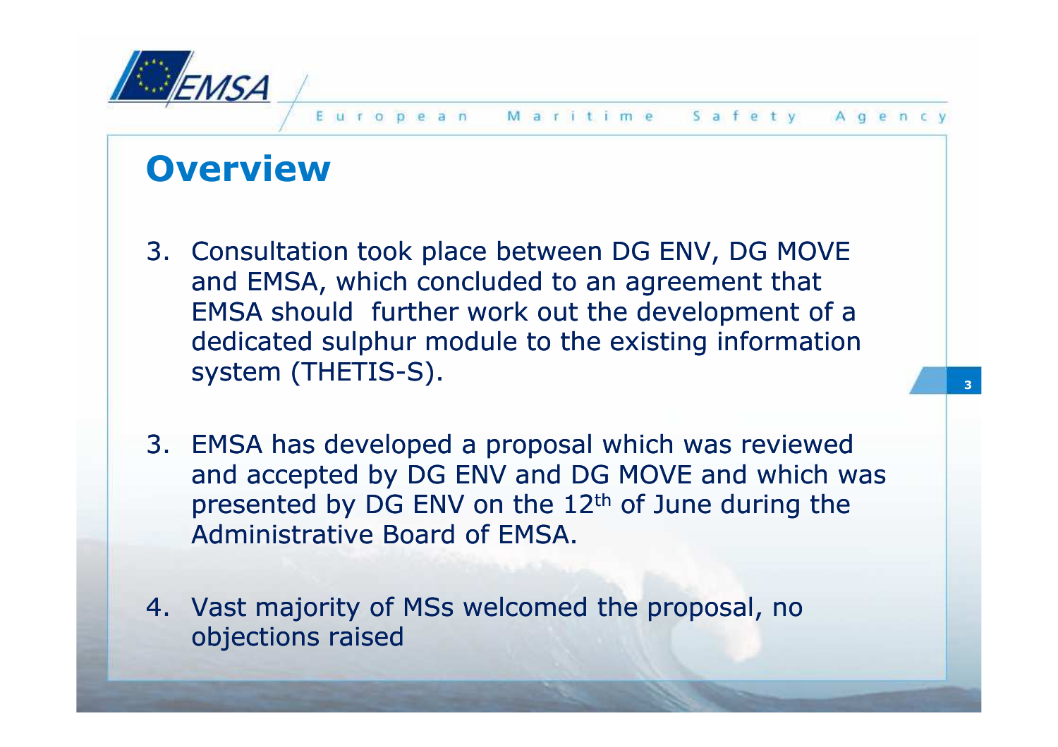## Overview

3. Consultation took place between DG ENV, DG MOVE and EMSA, which concluded to an agreement that EMSA should further work out the development of a dedicated sulphur module to the existing information system (THETIS-S).

3. EMSA has developed a proposal which was reviewed and accepted by DG ENV and DG MOVE and which was presented by DG ENV on the 12th of June during the Administrative Board of EMSA.

4. Vast majority of MSs welcomed the proposal, no objections raised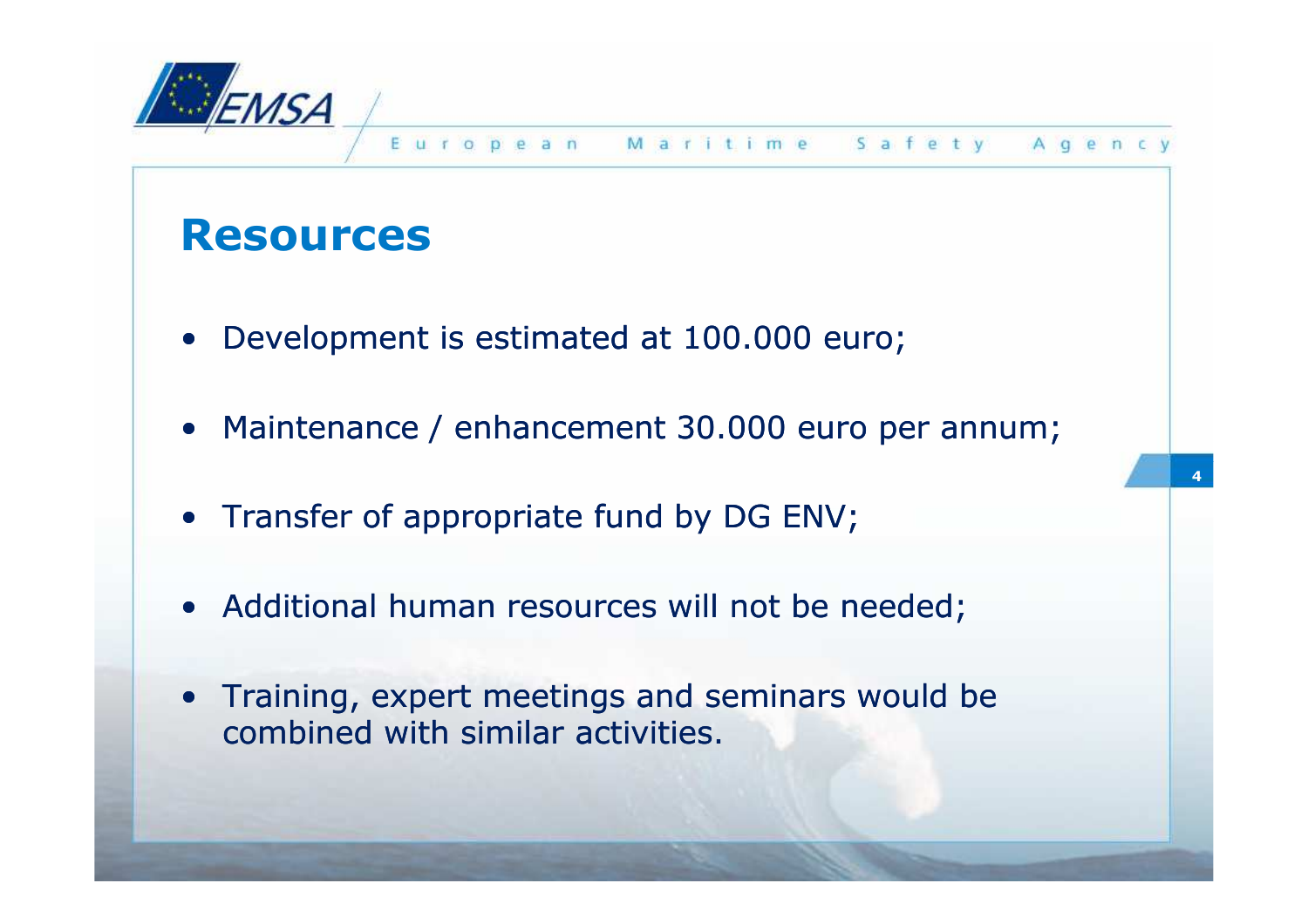# Resources

- Development is estimated at 100.000 euro;
- Maintenance / enhancement 30.000 euro per annum;
- Transfer of appropriate fund by DG ENV;
- Additional human resources will not be needed;
- Training, expert meetings and seminars would be combined with similar activities.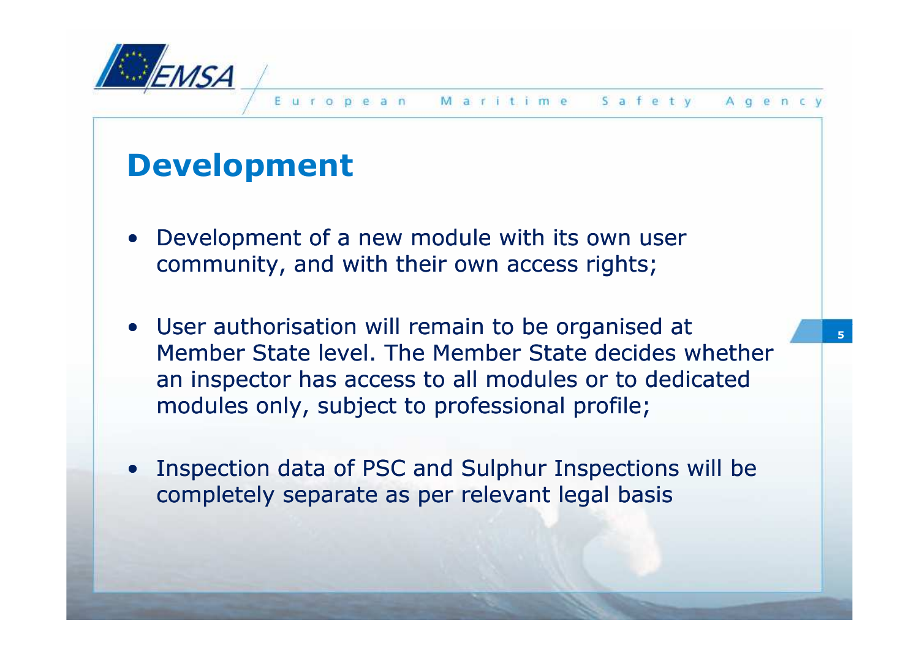## Development

- Development of a new module with its own user community, and with their own access rights;
- User authorisation will remain to be organised at Member State level. The Member State decides whether an inspector has access to all modules or to dedicated modules only, subject to professional profile;
- Inspection data of PSC and Sulphur Inspections will be completely separate as per relevant legal basis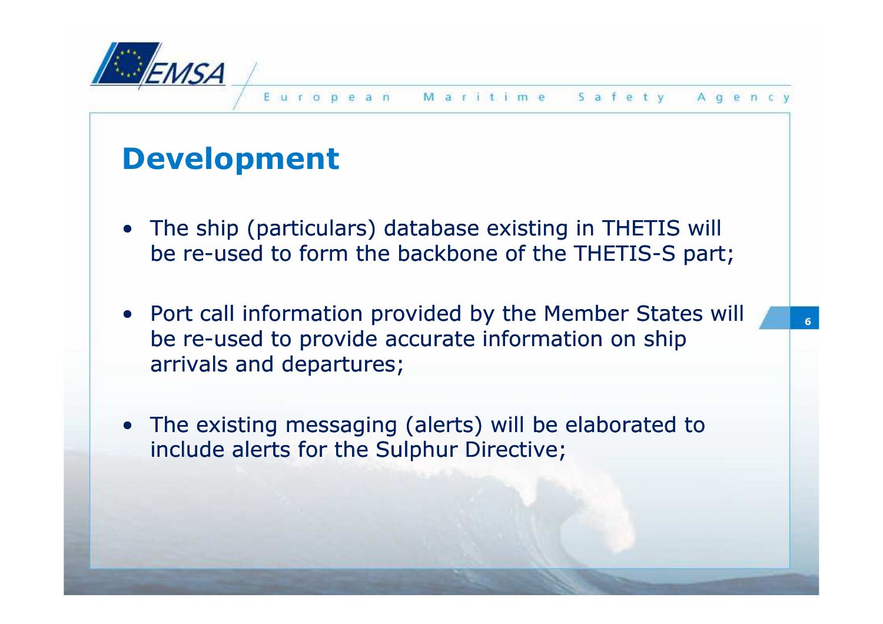# Development

- The ship (particulars) database existing in THETIS will be re-used to form the backbone of the THETIS-S part;
- Port call information provided by the Member States will be re-used to provide accurate information on ship arrivals and departures;
- The existing messaging (alerts) will be elaborated to include alerts for the Sulphur Directive;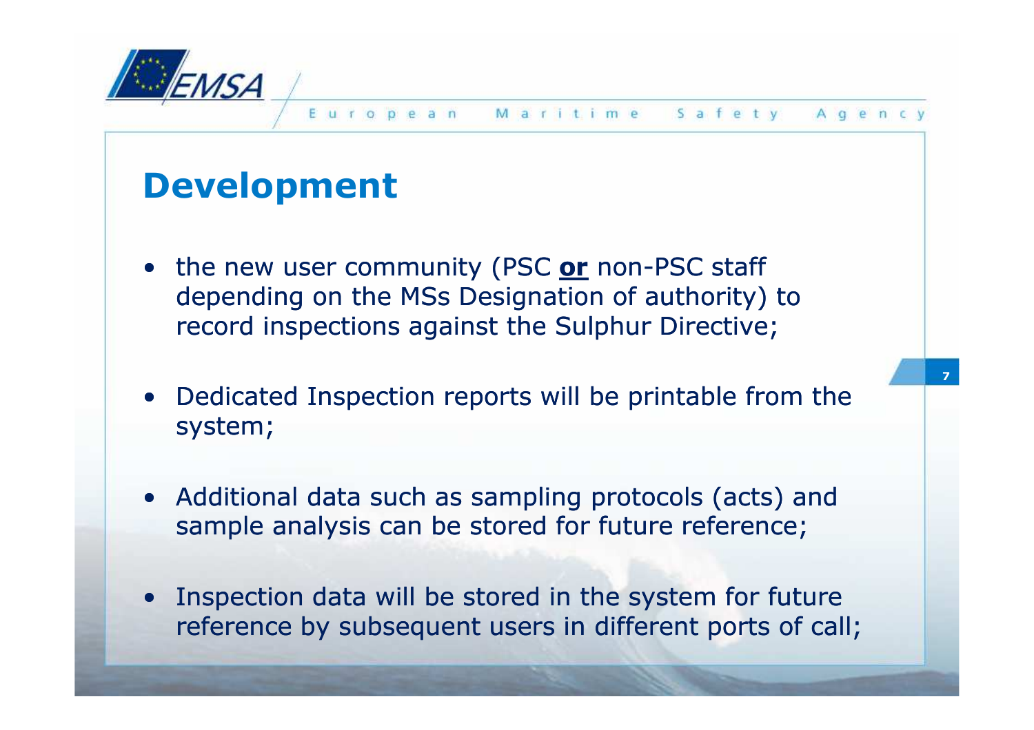# Development

- the new user community (PSC **or** non-PSC staff depending on the MSs Designation of authority) to record inspections against the Sulphur Directive;
- Dedicated Inspection reports will be printable from the system;
- Additional data such as sampling protocols (acts) and sample analysis can be stored for future reference;
- Inspection data will be stored in the system for future reference by subsequent users in different ports of call;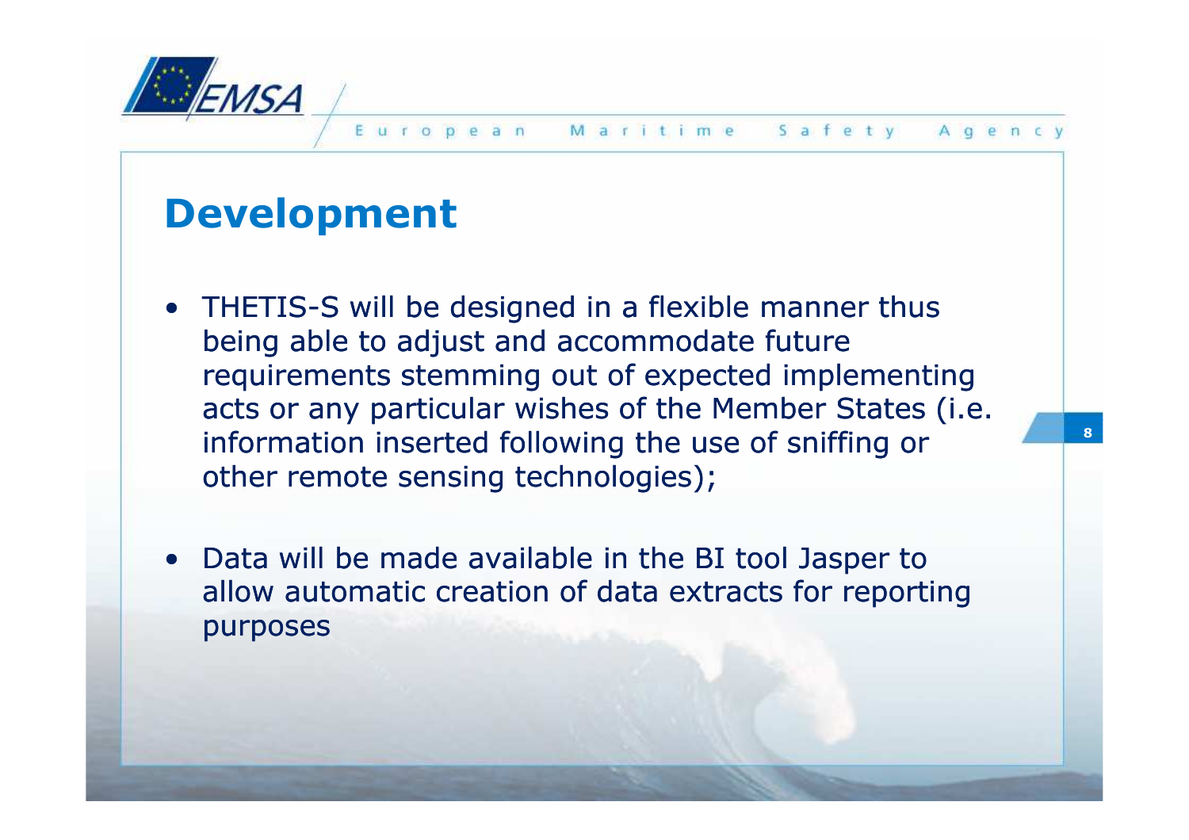## Development

- THETIS-S will be designed in a flexible manner thus being able to adjust and accommodate future requirements stemming out of expected implementing acts or any particular wishes of the Member States (i.e. information inserted following the use of sniffing or other remote sensing technologies);
- Data will be made available in the BI tool Jasper to allow automatic creation of data extracts for reporting purposes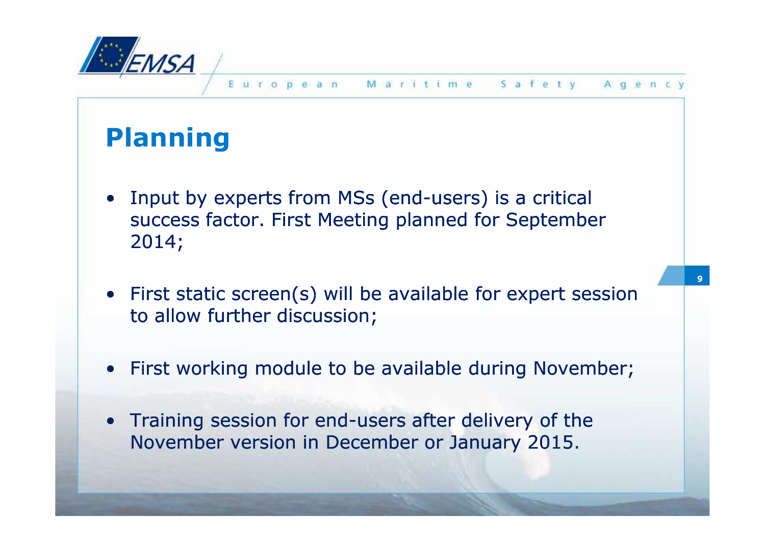# Planning

- Input by experts from MSs (end-users) is a critical success factor. First Meeting planned for September 2014;
- First static screen(s) will be available for expert session to allow further discussion;
- First working module to be available during November;
- Training session for end-users after delivery of the November version in December or January 2015.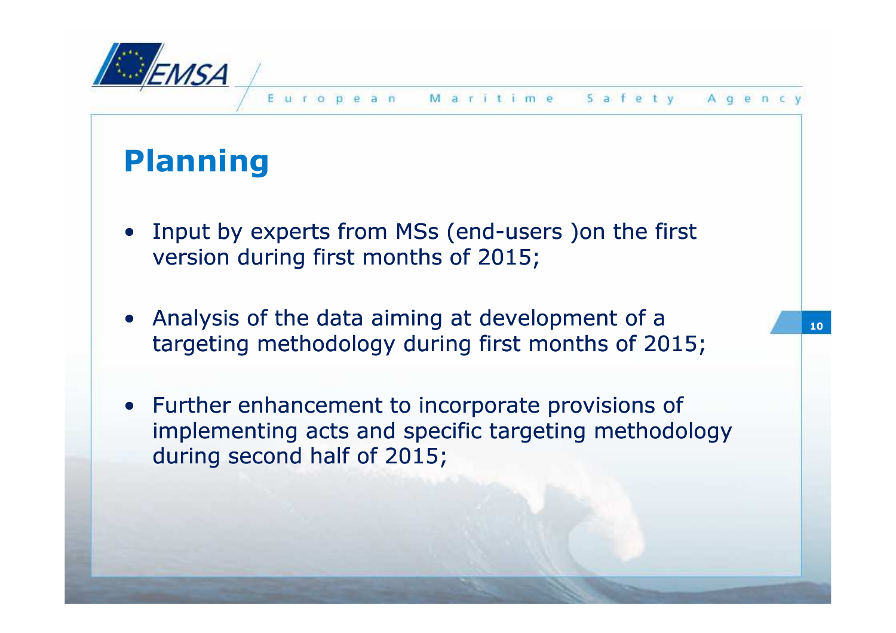# Planning

- Input by experts from MSs (end-users )on the first version during first months of 2015;

- Analysis of the data aiming at development of a targeting methodology during first months of 2015;

- Further enhancement to incorporate provisions of implementing acts and specific targeting methodology during second half of 2015;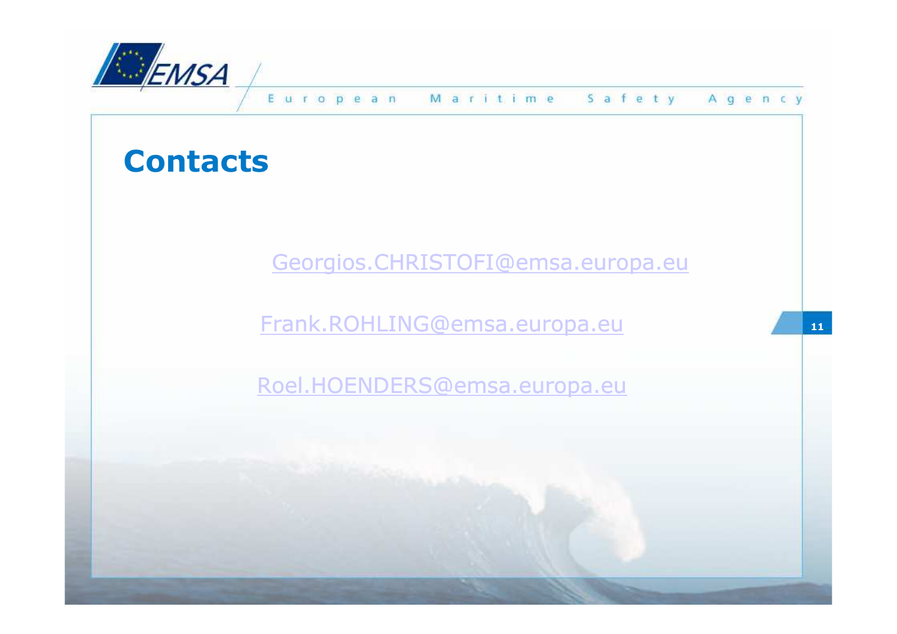## Contacts

Georgios.CHRISTOFI@emsa.europa.eu

Frank.ROHLING@emsa.europa.eu

Roel.HOENDERS@emsa.europa.eu